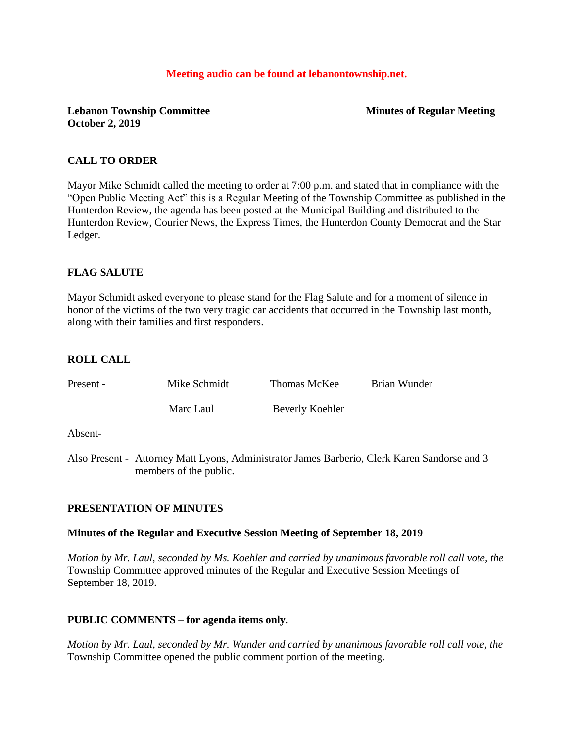**Meeting audio can be found at lebanontownship.net.**

**Lebanon Township Committee** **Minutes of Regular Meeting**
**October 2, 2019**

## CALL TO ORDER

Mayor Mike Schmidt called the meeting to order at 7:00 p.m. and stated that in compliance with the "Open Public Meeting Act" this is a Regular Meeting of the Township Committee as published in the Hunterdon Review, the agenda has been posted at the Municipal Building and distributed to the Hunterdon Review, Courier News, the Express Times, the Hunterdon County Democrat and the Star Ledger.

## FLAG SALUTE

Mayor Schmidt asked everyone to please stand for the Flag Salute and for a moment of silence in honor of the victims of the two very tragic car accidents that occurred in the Township last month, along with their families and first responders.

## ROLL CALL

Present - Mike Schmidt, Thomas McKee, Brian Wunder, Marc Laul, Beverly Koehler

Absent-

Also Present - Attorney Matt Lyons, Administrator James Barberio, Clerk Karen Sandorse and 3 members of the public.

## PRESENTATION OF MINUTES

**Minutes of the Regular and Executive Session Meeting of September 18, 2019**

*Motion by Mr. Laul, seconded by Ms. Koehler and carried by unanimous favorable roll call vote, the* Township Committee approved minutes of the Regular and Executive Session Meetings of September 18, 2019.

## PUBLIC COMMENTS – for agenda items only.

*Motion by Mr. Laul, seconded by Mr. Wunder and carried by unanimous favorable roll call vote, the* Township Committee opened the public comment portion of the meeting.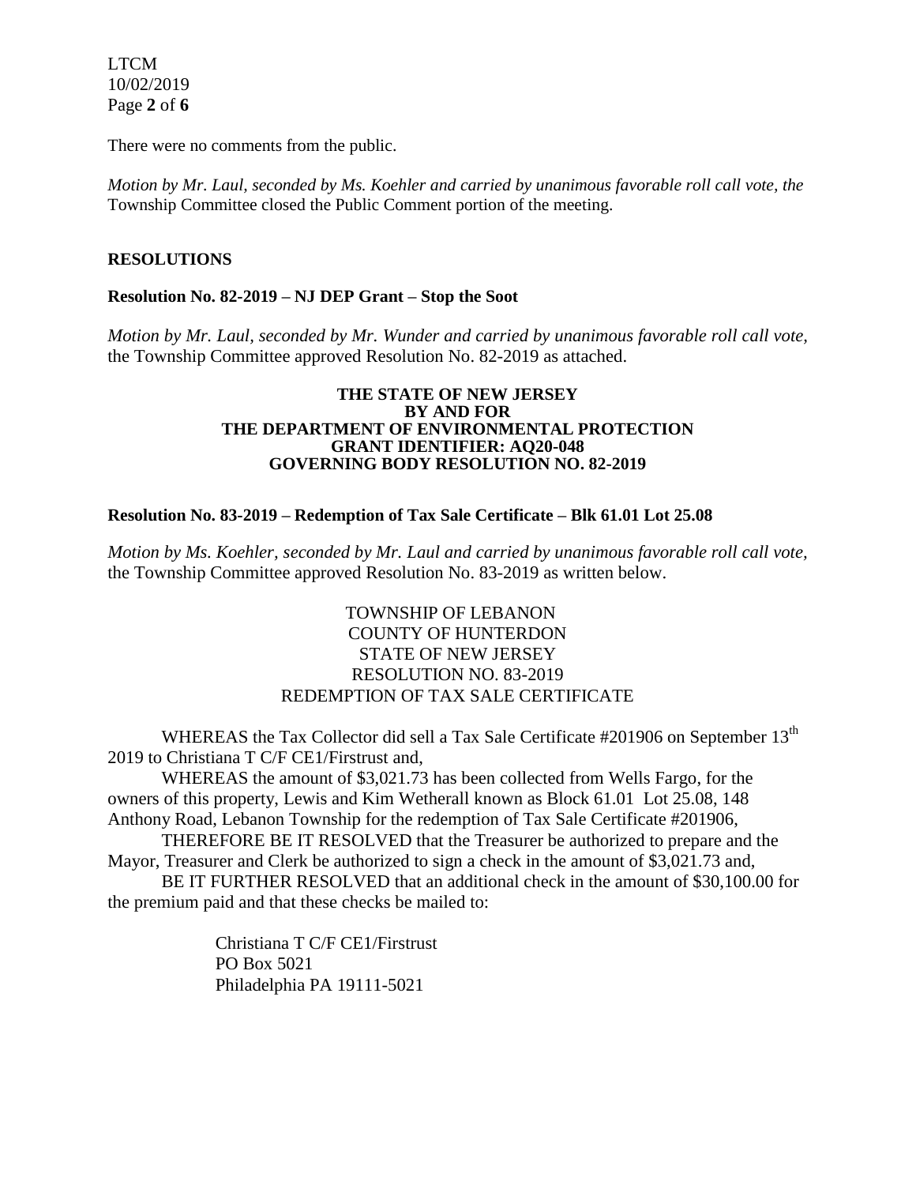There were no comments from the public.

*Motion by Mr. Laul, seconded by Ms. Koehler and carried by unanimous favorable roll call vote, the* Township Committee closed the Public Comment portion of the meeting.

**RESOLUTIONS**

**Resolution No. 82-2019 – NJ DEP Grant – Stop the Soot**

*Motion by Mr. Laul, seconded by Mr. Wunder and carried by unanimous favorable roll call vote,* the Township Committee approved Resolution No. 82-2019 as attached.

**THE STATE OF NEW JERSEY**
**BY AND FOR**
**THE DEPARTMENT OF ENVIRONMENTAL PROTECTION**
**GRANT IDENTIFIER: AQ20-048**
**GOVERNING BODY RESOLUTION NO. 82-2019**

**Resolution No. 83-2019 – Redemption of Tax Sale Certificate – Blk 61.01 Lot 25.08**

*Motion by Ms. Koehler, seconded by Mr. Laul and carried by unanimous favorable roll call vote,* the Township Committee approved Resolution No. 83-2019 as written below.

TOWNSHIP OF LEBANON
COUNTY OF HUNTERDON
STATE OF NEW JERSEY
RESOLUTION NO. 83-2019
REDEMPTION OF TAX SALE CERTIFICATE

WHEREAS the Tax Collector did sell a Tax Sale Certificate #201906 on September 13th 2019 to Christiana T C/F CE1/Firstrust and,

WHEREAS the amount of $3,021.73 has been collected from Wells Fargo, for the owners of this property, Lewis and Kim Wetherall known as Block 61.01 Lot 25.08, 148 Anthony Road, Lebanon Township for the redemption of Tax Sale Certificate #201906,

THEREFORE BE IT RESOLVED that the Treasurer be authorized to prepare and the Mayor, Treasurer and Clerk be authorized to sign a check in the amount of $3,021.73 and,

BE IT FURTHER RESOLVED that an additional check in the amount of $30,100.00 for the premium paid and that these checks be mailed to:

Christiana T C/F CE1/Firstrust
PO Box 5021
Philadelphia PA 19111-5021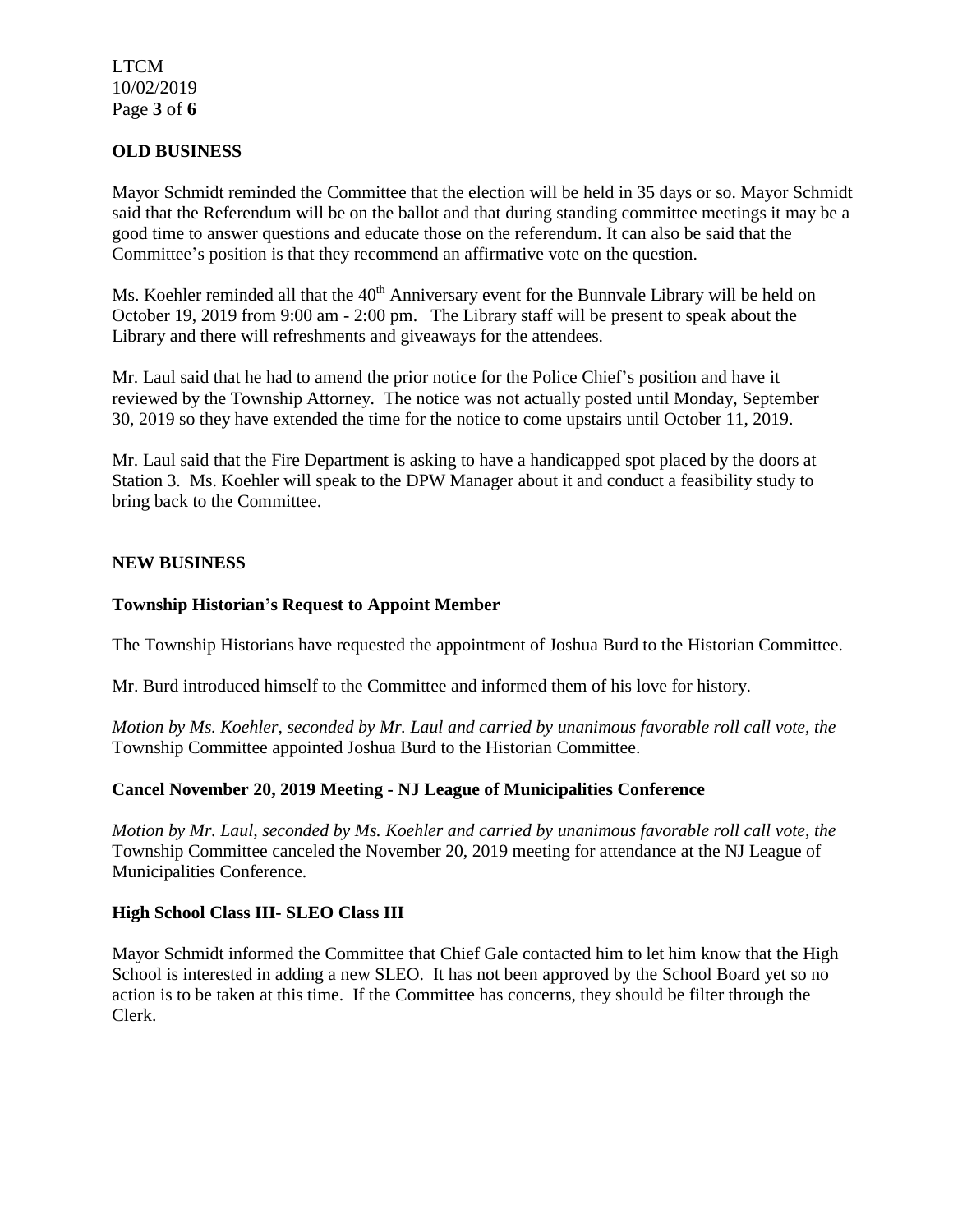## OLD BUSINESS

Mayor Schmidt reminded the Committee that the election will be held in 35 days or so. Mayor Schmidt said that the Referendum will be on the ballot and that during standing committee meetings it may be a good time to answer questions and educate those on the referendum. It can also be said that the Committee's position is that they recommend an affirmative vote on the question.

Ms. Koehler reminded all that the 40th Anniversary event for the Bunnvale Library will be held on October 19, 2019 from 9:00 am - 2:00 pm. The Library staff will be present to speak about the Library and there will refreshments and giveaways for the attendees.

Mr. Laul said that he had to amend the prior notice for the Police Chief's position and have it reviewed by the Township Attorney. The notice was not actually posted until Monday, September 30, 2019 so they have extended the time for the notice to come upstairs until October 11, 2019.

Mr. Laul said that the Fire Department is asking to have a handicapped spot placed by the doors at Station 3. Ms. Koehler will speak to the DPW Manager about it and conduct a feasibility study to bring back to the Committee.

## NEW BUSINESS

### Township Historian's Request to Appoint Member

The Township Historians have requested the appointment of Joshua Burd to the Historian Committee.

Mr. Burd introduced himself to the Committee and informed them of his love for history.

*Motion by Ms. Koehler, seconded by Mr. Laul and carried by unanimous favorable roll call vote, the* Township Committee appointed Joshua Burd to the Historian Committee.

### Cancel November 20, 2019 Meeting - NJ League of Municipalities Conference

*Motion by Mr. Laul, seconded by Ms. Koehler and carried by unanimous favorable roll call vote, the* Township Committee canceled the November 20, 2019 meeting for attendance at the NJ League of Municipalities Conference.

### High School Class III- SLEO Class III

Mayor Schmidt informed the Committee that Chief Gale contacted him to let him know that the High School is interested in adding a new SLEO. It has not been approved by the School Board yet so no action is to be taken at this time. If the Committee has concerns, they should be filter through the Clerk.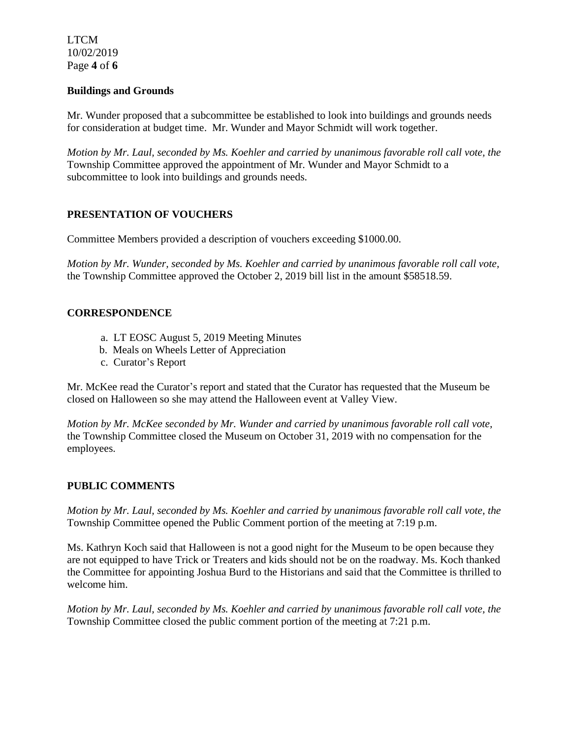**Buildings and Grounds**

Mr. Wunder proposed that a subcommittee be established to look into buildings and grounds needs for consideration at budget time. Mr. Wunder and Mayor Schmidt will work together.

*Motion by Mr. Laul, seconded by Ms. Koehler and carried by unanimous favorable roll call vote, the* Township Committee approved the appointment of Mr. Wunder and Mayor Schmidt to a subcommittee to look into buildings and grounds needs.

**PRESENTATION OF VOUCHERS**

Committee Members provided a description of vouchers exceeding $1000.00.

*Motion by Mr. Wunder, seconded by Ms. Koehler and carried by unanimous favorable roll call vote,* the Township Committee approved the October 2, 2019 bill list in the amount $58518.59.

**CORRESPONDENCE**

a. LT EOSC August 5, 2019 Meeting Minutes
b. Meals on Wheels Letter of Appreciation
c. Curator's Report

Mr. McKee read the Curator's report and stated that the Curator has requested that the Museum be closed on Halloween so she may attend the Halloween event at Valley View.

*Motion by Mr. McKee seconded by Mr. Wunder and carried by unanimous favorable roll call vote,* the Township Committee closed the Museum on October 31, 2019 with no compensation for the employees.

**PUBLIC COMMENTS**

*Motion by Mr. Laul, seconded by Ms. Koehler and carried by unanimous favorable roll call vote, the* Township Committee opened the Public Comment portion of the meeting at 7:19 p.m.

Ms. Kathryn Koch said that Halloween is not a good night for the Museum to be open because they are not equipped to have Trick or Treaters and kids should not be on the roadway. Ms. Koch thanked the Committee for appointing Joshua Burd to the Historians and said that the Committee is thrilled to welcome him.

*Motion by Mr. Laul, seconded by Ms. Koehler and carried by unanimous favorable roll call vote, the* Township Committee closed the public comment portion of the meeting at 7:21 p.m.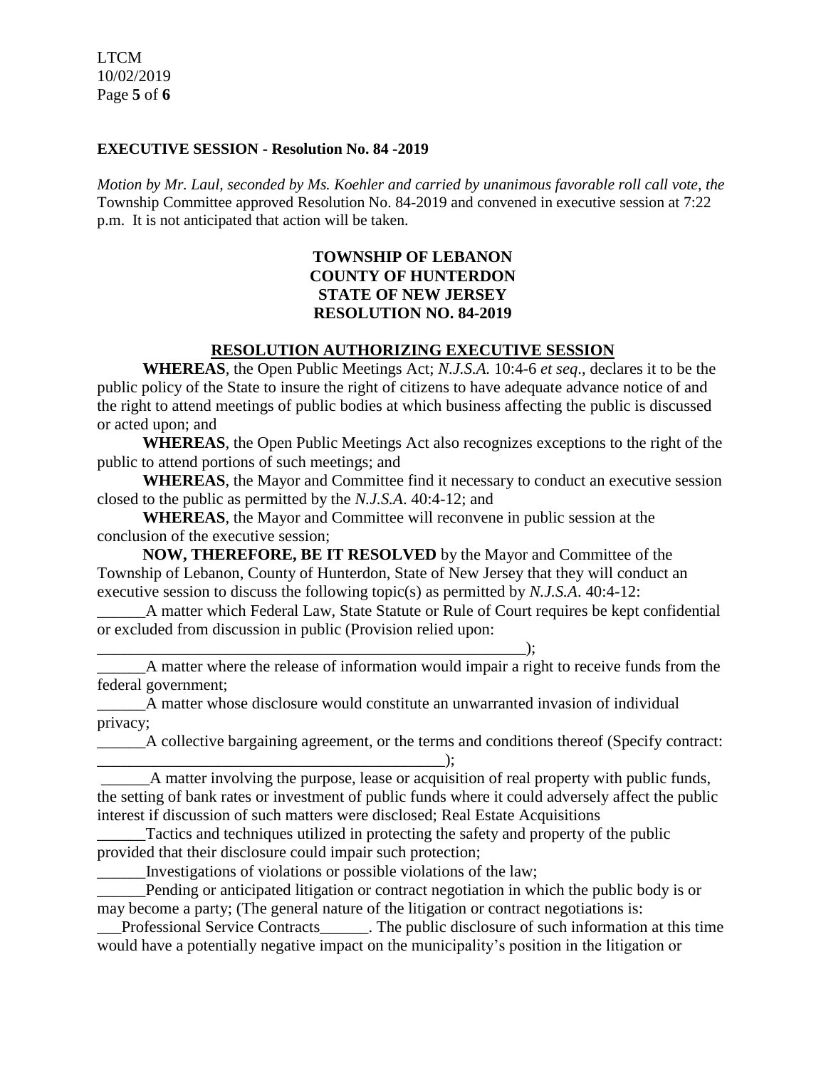**EXECUTIVE SESSION - Resolution No. 84 -2019**

*Motion by Mr. Laul, seconded by Ms. Koehler and carried by unanimous favorable roll call vote, the* Township Committee approved Resolution No. 84-2019 and convened in executive session at 7:22 p.m. It is not anticipated that action will be taken.

**TOWNSHIP OF LEBANON**
**COUNTY OF HUNTERDON**
**STATE OF NEW JERSEY**
**RESOLUTION NO. 84-2019**

**RESOLUTION AUTHORIZING EXECUTIVE SESSION**

**WHEREAS**, the Open Public Meetings Act; *N.J.S.A.* 10:4-6 *et seq*., declares it to be the public policy of the State to insure the right of citizens to have adequate advance notice of and the right to attend meetings of public bodies at which business affecting the public is discussed or acted upon; and

**WHEREAS**, the Open Public Meetings Act also recognizes exceptions to the right of the public to attend portions of such meetings; and

**WHEREAS**, the Mayor and Committee find it necessary to conduct an executive session closed to the public as permitted by the *N.J.S.A*. 40:4-12; and

**WHEREAS**, the Mayor and Committee will reconvene in public session at the conclusion of the executive session;

**NOW, THEREFORE, BE IT RESOLVED** by the Mayor and Committee of the Township of Lebanon, County of Hunterdon, State of New Jersey that they will conduct an executive session to discuss the following topic(s) as permitted by *N.J.S.A.* 40:4-12:

\_\_\_\_\_\_A matter which Federal Law, State Statute or Rule of Court requires be kept confidential or excluded from discussion in public (Provision relied upon: \_\_\_\_\_\_\_\_\_\_\_\_\_\_\_\_\_\_\_\_\_\_\_\_\_\_\_\_\_\_\_\_\_\_\_\_\_\_\_\_\_\_\_\_\_\_\_\_\_\_\_\_);

\_\_\_\_\_\_A matter where the release of information would impair a right to receive funds from the federal government;

\_\_\_\_\_\_A matter whose disclosure would constitute an unwarranted invasion of individual privacy;

\_\_\_\_\_\_A collective bargaining agreement, or the terms and conditions thereof (Specify contract: \_\_\_\_\_\_\_\_\_\_\_\_\_\_\_\_\_\_\_\_\_\_\_\_\_\_\_\_\_\_\_\_\_\_\_\_\_\_\_\_\_\_\_);

\_\_\_\_\_\_A matter involving the purpose, lease or acquisition of real property with public funds, the setting of bank rates or investment of public funds where it could adversely affect the public interest if discussion of such matters were disclosed; Real Estate Acquisitions

\_\_\_\_\_\_Tactics and techniques utilized in protecting the safety and property of the public provided that their disclosure could impair such protection;

\_\_\_\_\_\_Investigations of violations or possible violations of the law;

\_\_\_\_\_\_Pending or anticipated litigation or contract negotiation in which the public body is or may become a party; (The general nature of the litigation or contract negotiations is: \_\_\_Professional Service Contracts\_\_\_\_\_\_. The public disclosure of such information at this time would have a potentially negative impact on the municipality's position in the litigation or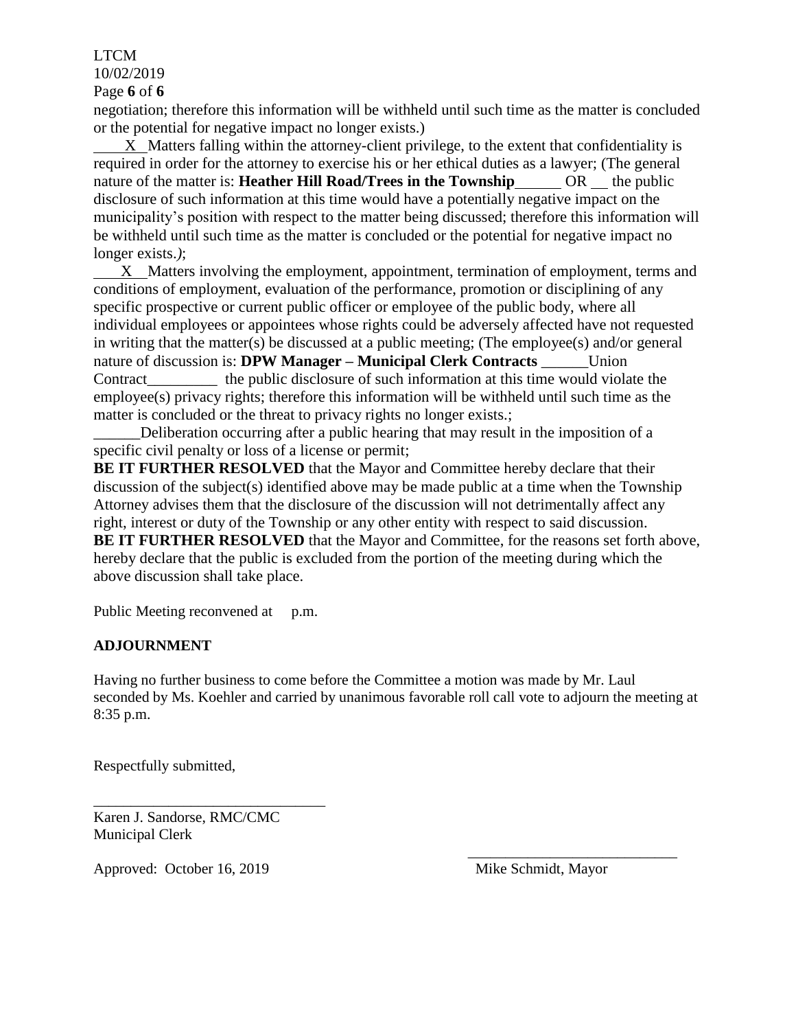negotiation; therefore this information will be withheld until such time as the matter is concluded or the potential for negative impact no longer exists.)

____X__Matters falling within the attorney-client privilege, to the extent that confidentiality is required in order for the attorney to exercise his or her ethical duties as a lawyer; (The general nature of the matter is: **Heather Hill Road/Trees in the Township**______ OR __ the public disclosure of such information at this time would have a potentially negative impact on the municipality's position with respect to the matter being discussed; therefore this information will be withheld until such time as the matter is concluded or the potential for negative impact no longer exists.*)*;

___X__Matters involving the employment, appointment, termination of employment, terms and conditions of employment, evaluation of the performance, promotion or disciplining of any specific prospective or current public officer or employee of the public body, where all individual employees or appointees whose rights could be adversely affected have not requested in writing that the matter(s) be discussed at a public meeting; (The employee(s) and/or general nature of discussion is: **DPW Manager – Municipal Clerk Contracts** ______Union Contract_________ the public disclosure of such information at this time would violate the employee(s) privacy rights; therefore this information will be withheld until such time as the matter is concluded or the threat to privacy rights no longer exists.;

______Deliberation occurring after a public hearing that may result in the imposition of a specific civil penalty or loss of a license or permit;

**BE IT FURTHER RESOLVED** that the Mayor and Committee hereby declare that their discussion of the subject(s) identified above may be made public at a time when the Township Attorney advises them that the disclosure of the discussion will not detrimentally affect any right, interest or duty of the Township or any other entity with respect to said discussion.

**BE IT FURTHER RESOLVED** that the Mayor and Committee, for the reasons set forth above, hereby declare that the public is excluded from the portion of the meeting during which the above discussion shall take place.

Public Meeting reconvened at p.m.

**ADJOURNMENT**

Having no further business to come before the Committee a motion was made by Mr. Laul seconded by Ms. Koehler and carried by unanimous favorable roll call vote to adjourn the meeting at 8:35 p.m.

Respectfully submitted,

_______________________________

Karen J. Sandorse, RMC/CMC
Municipal Clerk

_____________________________

Approved: October 16, 2019 Mike Schmidt, Mayor